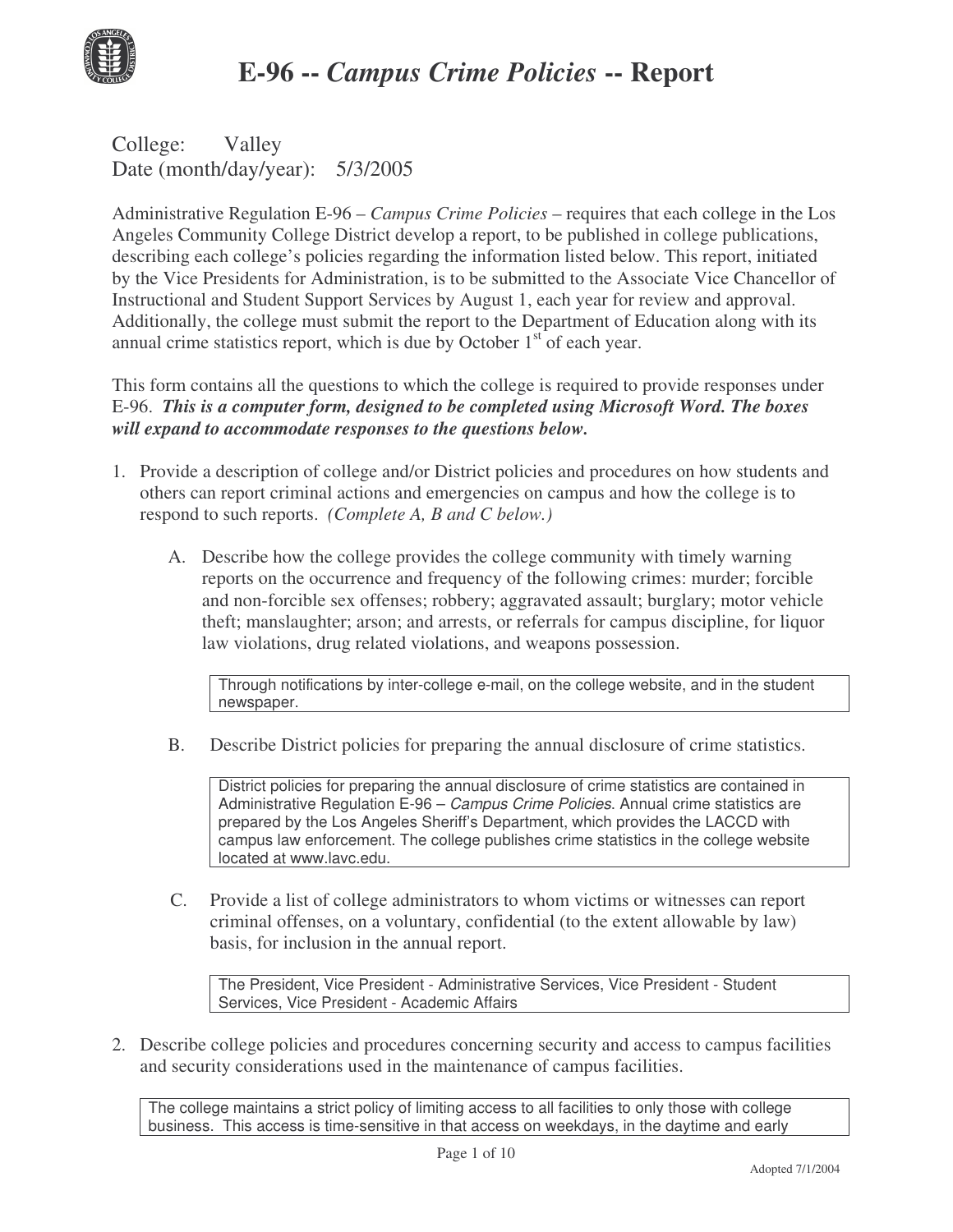# E-96 -- *Campus Crime Policies* -- Report

College: Valley
Date (month/day/year): 5/3/2005

Administrative Regulation E-96 – *Campus Crime Policies* – requires that each college in the Los Angeles Community College District develop a report, to be published in college publications, describing each college's policies regarding the information listed below. This report, initiated by the Vice Presidents for Administration, is to be submitted to the Associate Vice Chancellor of Instructional and Student Support Services by August 1, each year for review and approval. Additionally, the college must submit the report to the Department of Education along with its annual crime statistics report, which is due by October 1st of each year.

This form contains all the questions to which the college is required to provide responses under E-96. ***This is a computer form, designed to be completed using Microsoft Word. The boxes will expand to accommodate responses to the questions below.***

1. Provide a description of college and/or District policies and procedures on how students and others can report criminal actions and emergencies on campus and how the college is to respond to such reports. *(Complete A, B and C below.)*

   A. Describe how the college provides the college community with timely warning reports on the occurrence and frequency of the following crimes: murder; forcible and non-forcible sex offenses; robbery; aggravated assault; burglary; motor vehicle theft; manslaughter; arson; and arrests, or referrals for campus discipline, for liquor law violations, drug related violations, and weapons possession.

   > Through notifications by inter-college e-mail, on the college website, and in the student newspaper.

   B. Describe District policies for preparing the annual disclosure of crime statistics.

   > District policies for preparing the annual disclosure of crime statistics are contained in Administrative Regulation E-96 – *Campus Crime Policies*. Annual crime statistics are prepared by the Los Angeles Sheriff's Department, which provides the LACCD with campus law enforcement. The college publishes crime statistics in the college website located at www.lavc.edu.

   C. Provide a list of college administrators to whom victims or witnesses can report criminal offenses, on a voluntary, confidential (to the extent allowable by law) basis, for inclusion in the annual report.

   > The President, Vice President - Administrative Services, Vice President - Student Services, Vice President - Academic Affairs

2. Describe college policies and procedures concerning security and access to campus facilities and security considerations used in the maintenance of campus facilities.

> The college maintains a strict policy of limiting access to all facilities to only those with college business. This access is time-sensitive in that access on weekdays, in the daytime and early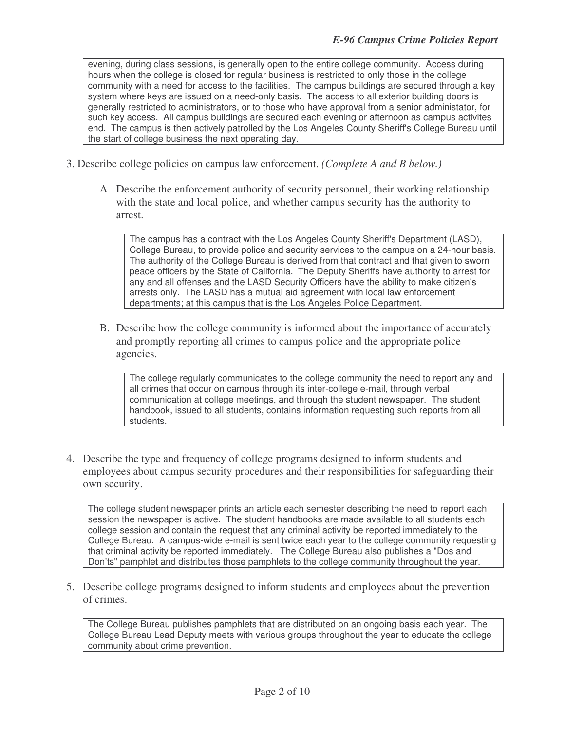evening, during class sessions, is generally open to the entire college community. Access during hours when the college is closed for regular business is restricted to only those in the college community with a need for access to the facilities. The campus buildings are secured through a key system where keys are issued on a need-only basis. The access to all exterior building doors is generally restricted to administrators, or to those who have approval from a senior administator, for such key access. All campus buildings are secured each evening or afternoon as campus activites end. The campus is then actively patrolled by the Los Angeles County Sheriff's College Bureau until the start of college business the next operating day.

3. Describe college policies on campus law enforcement. *(Complete A and B below.)*

   A. Describe the enforcement authority of security personnel, their working relationship with the state and local police, and whether campus security has the authority to arrest.

   The campus has a contract with the Los Angeles County Sheriff's Department (LASD), College Bureau, to provide police and security services to the campus on a 24-hour basis. The authority of the College Bureau is derived from that contract and that given to sworn peace officers by the State of California. The Deputy Sheriffs have authority to arrest for any and all offenses and the LASD Security Officers have the ability to make citizen's arrests only. The LASD has a mutual aid agreement with local law enforcement departments; at this campus that is the Los Angeles Police Department.

   B. Describe how the college community is informed about the importance of accurately and promptly reporting all crimes to campus police and the appropriate police agencies.

   The college regularly communicates to the college community the need to report any and all crimes that occur on campus through its inter-college e-mail, through verbal communication at college meetings, and through the student newspaper. The student handbook, issued to all students, contains information requesting such reports from all students.

4. Describe the type and frequency of college programs designed to inform students and employees about campus security procedures and their responsibilities for safeguarding their own security.

   The college student newspaper prints an article each semester describing the need to report each session the newspaper is active. The student handbooks are made available to all students each college session and contain the request that any criminal activity be reported immediately to the College Bureau. A campus-wide e-mail is sent twice each year to the college community requesting that criminal activity be reported immediately. The College Bureau also publishes a "Dos and Don'ts" pamphlet and distributes those pamphlets to the college community throughout the year.

5. Describe college programs designed to inform students and employees about the prevention of crimes.

   The College Bureau publishes pamphlets that are distributed on an ongoing basis each year. The College Bureau Lead Deputy meets with various groups throughout the year to educate the college community about crime prevention.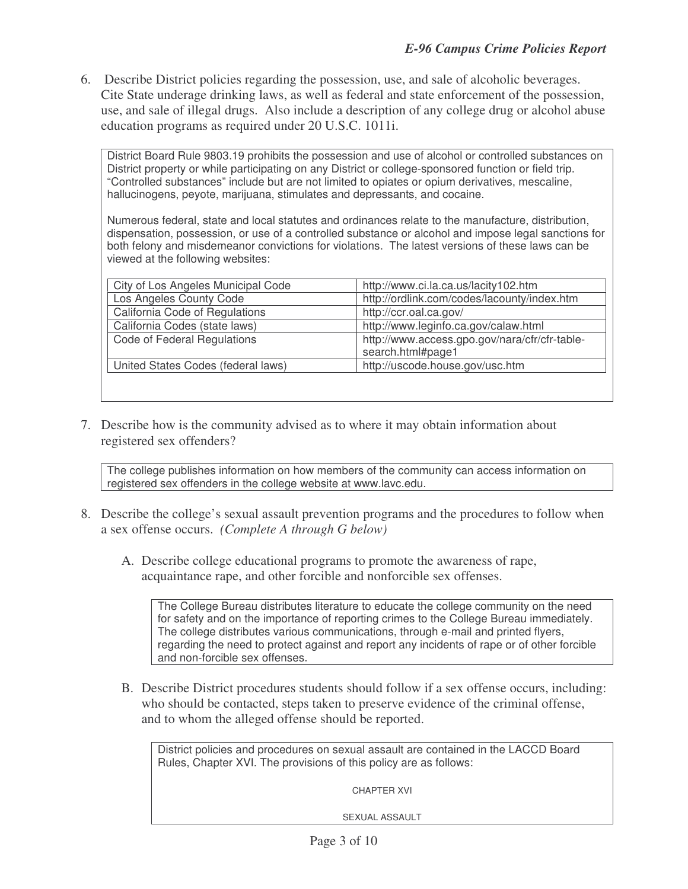6. Describe District policies regarding the possession, use, and sale of alcoholic beverages. Cite State underage drinking laws, as well as federal and state enforcement of the possession, use, and sale of illegal drugs. Also include a description of any college drug or alcohol abuse education programs as required under 20 U.S.C. 1011i.

District Board Rule 9803.19 prohibits the possession and use of alcohol or controlled substances on District property or while participating on any District or college-sponsored function or field trip. "Controlled substances" include but are not limited to opiates or opium derivatives, mescaline, hallucinogens, peyote, marijuana, stimulates and depressants, and cocaine.

Numerous federal, state and local statutes and ordinances relate to the manufacture, distribution, dispensation, possession, or use of a controlled substance or alcohol and impose legal sanctions for both felony and misdemeanor convictions for violations. The latest versions of these laws can be viewed at the following websites:

| | |
|---|---|
| City of Los Angeles Municipal Code | http://www.ci.la.ca.us/lacity102.htm |
| Los Angeles County Code | http://ordlink.com/codes/lacounty/index.htm |
| California Code of Regulations | http://ccr.oal.ca.gov/ |
| California Codes (state laws) | http://www.leginfo.ca.gov/calaw.html |
| Code of Federal Regulations | http://www.access.gpo.gov/nara/cfr/cfr-table-search.html#page1 |
| United States Codes (federal laws) | http://uscode.house.gov/usc.htm |

7. Describe how is the community advised as to where it may obtain information about registered sex offenders?

The college publishes information on how members of the community can access information on registered sex offenders in the college website at www.lavc.edu.

8. Describe the college's sexual assault prevention programs and the procedures to follow when a sex offense occurs. *(Complete A through G below)*

   A. Describe college educational programs to promote the awareness of rape, acquaintance rape, and other forcible and nonforcible sex offenses.

   The College Bureau distributes literature to educate the college community on the need for safety and on the importance of reporting crimes to the College Bureau immediately. The college distributes various communications, through e-mail and printed flyers, regarding the need to protect against and report any incidents of rape or of other forcible and non-forcible sex offenses.

   B. Describe District procedures students should follow if a sex offense occurs, including: who should be contacted, steps taken to preserve evidence of the criminal offense, and to whom the alleged offense should be reported.

   District policies and procedures on sexual assault are contained in the LACCD Board Rules, Chapter XVI. The provisions of this policy are as follows:

   CHAPTER XVI

   SEXUAL ASSAULT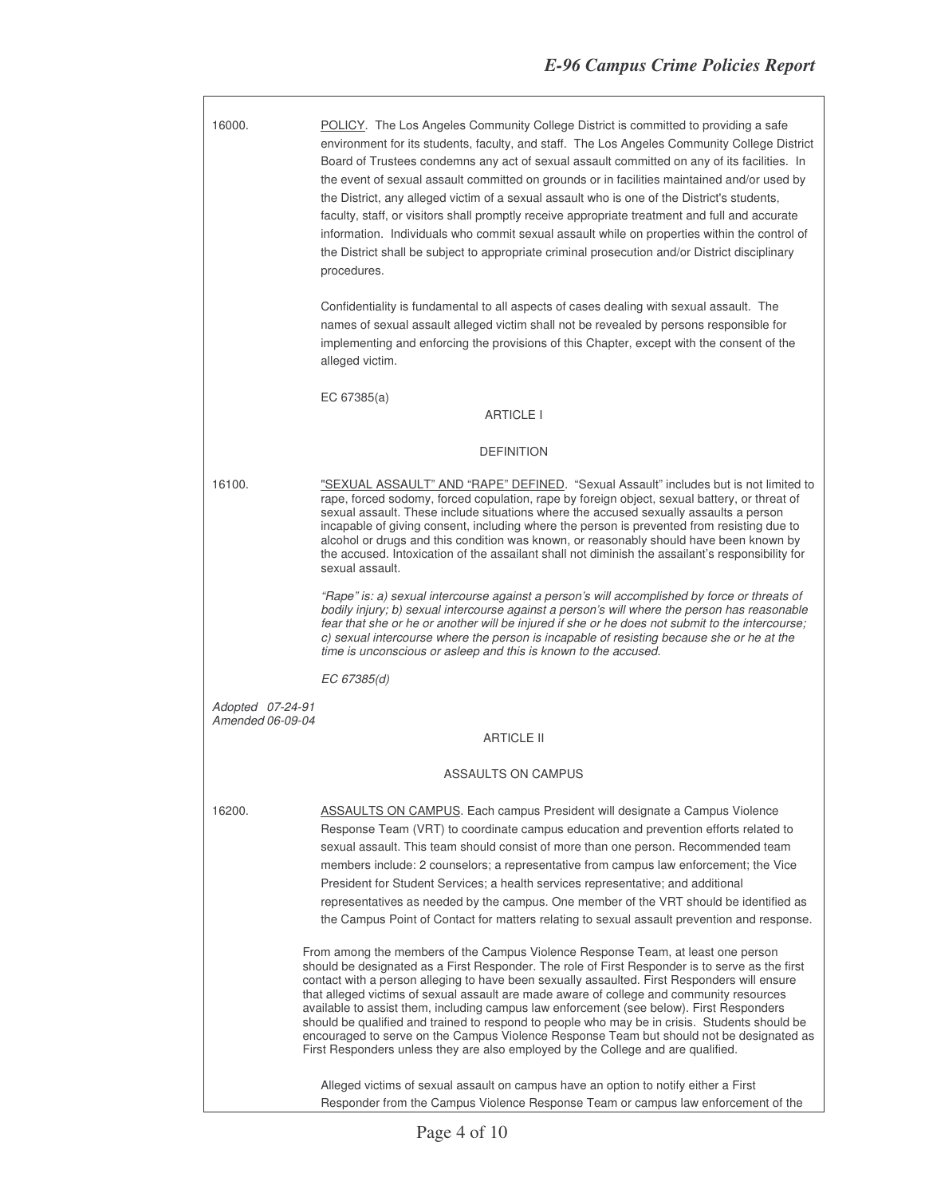16000. POLICY. The Los Angeles Community College District is committed to providing a safe environment for its students, faculty, and staff. The Los Angeles Community College District Board of Trustees condemns any act of sexual assault committed on any of its facilities. In the event of sexual assault committed on grounds or in facilities maintained and/or used by the District, any alleged victim of a sexual assault who is one of the District's students, faculty, staff, or visitors shall promptly receive appropriate treatment and full and accurate information. Individuals who commit sexual assault while on properties within the control of the District shall be subject to appropriate criminal prosecution and/or District disciplinary procedures.

Confidentiality is fundamental to all aspects of cases dealing with sexual assault. The names of sexual assault alleged victim shall not be revealed by persons responsible for implementing and enforcing the provisions of this Chapter, except with the consent of the alleged victim.

EC 67385(a)

## ARTICLE I

## DEFINITION

16100. "SEXUAL ASSAULT" AND "RAPE" DEFINED. "Sexual Assault" includes but is not limited to rape, forced sodomy, forced copulation, rape by foreign object, sexual battery, or threat of sexual assault. These include situations where the accused sexually assaults a person incapable of giving consent, including where the person is prevented from resisting due to alcohol or drugs and this condition was known, or reasonably should have been known by the accused. Intoxication of the assailant shall not diminish the assailant's responsibility for sexual assault.

*"Rape" is: a) sexual intercourse against a person's will accomplished by force or threats of bodily injury; b) sexual intercourse against a person's will where the person has reasonable fear that she or he or another will be injured if she or he does not submit to the intercourse; c) sexual intercourse where the person is incapable of resisting because she or he at the time is unconscious or asleep and this is known to the accused.*

*EC 67385(d)*

*Adopted 07-24-91*
*Amended 06-09-04*

## ARTICLE II

## ASSAULTS ON CAMPUS

16200. ASSAULTS ON CAMPUS. Each campus President will designate a Campus Violence Response Team (VRT) to coordinate campus education and prevention efforts related to sexual assault. This team should consist of more than one person. Recommended team members include: 2 counselors; a representative from campus law enforcement; the Vice President for Student Services; a health services representative; and additional representatives as needed by the campus. One member of the VRT should be identified as the Campus Point of Contact for matters relating to sexual assault prevention and response.

From among the members of the Campus Violence Response Team, at least one person should be designated as a First Responder. The role of First Responder is to serve as the first contact with a person alleging to have been sexually assaulted. First Responders will ensure that alleged victims of sexual assault are made aware of college and community resources available to assist them, including campus law enforcement (see below). First Responders should be qualified and trained to respond to people who may be in crisis. Students should be encouraged to serve on the Campus Violence Response Team but should not be designated as First Responders unless they are also employed by the College and are qualified.

Alleged victims of sexual assault on campus have an option to notify either a First Responder from the Campus Violence Response Team or campus law enforcement of the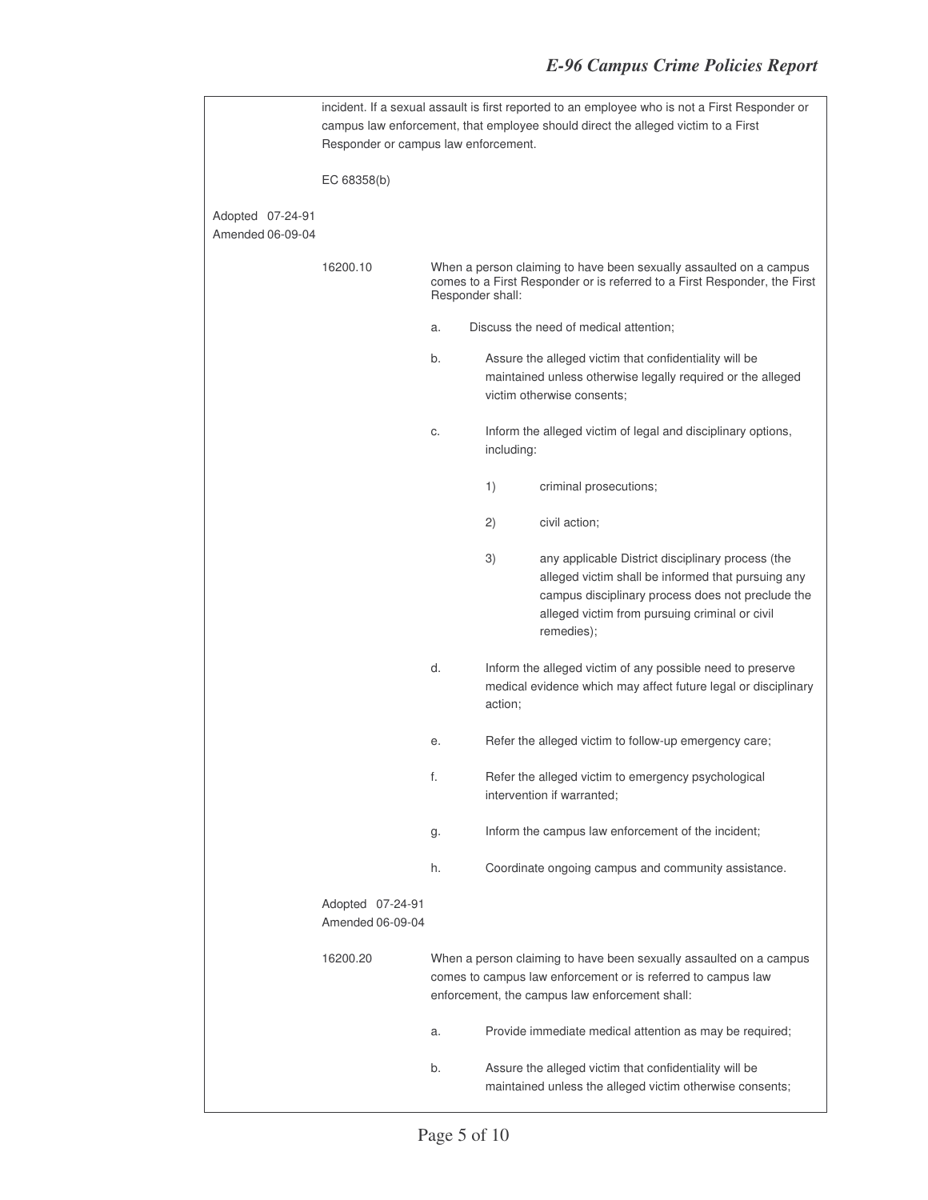incident. If a sexual assault is first reported to an employee who is not a First Responder or campus law enforcement, that employee should direct the alleged victim to a First Responder or campus law enforcement.

EC 68358(b)

Adopted 07-24-91
Amended 06-09-04

**16200.10** When a person claiming to have been sexually assaulted on a campus comes to a First Responder or is referred to a First Responder, the First Responder shall:

a. Discuss the need of medical attention;

b. Assure the alleged victim that confidentiality will be maintained unless otherwise legally required or the alleged victim otherwise consents;

c. Inform the alleged victim of legal and disciplinary options, including:

   1) criminal prosecutions;

   2) civil action;

   3) any applicable District disciplinary process (the alleged victim shall be informed that pursuing any campus disciplinary process does not preclude the alleged victim from pursuing criminal or civil remedies);

d. Inform the alleged victim of any possible need to preserve medical evidence which may affect future legal or disciplinary action;

e. Refer the alleged victim to follow-up emergency care;

f. Refer the alleged victim to emergency psychological intervention if warranted;

g. Inform the campus law enforcement of the incident;

h. Coordinate ongoing campus and community assistance.

Adopted 07-24-91
Amended 06-09-04

**16200.20** When a person claiming to have been sexually assaulted on a campus comes to campus law enforcement or is referred to campus law enforcement, the campus law enforcement shall:

a. Provide immediate medical attention as may be required;

b. Assure the alleged victim that confidentiality will be maintained unless the alleged victim otherwise consents;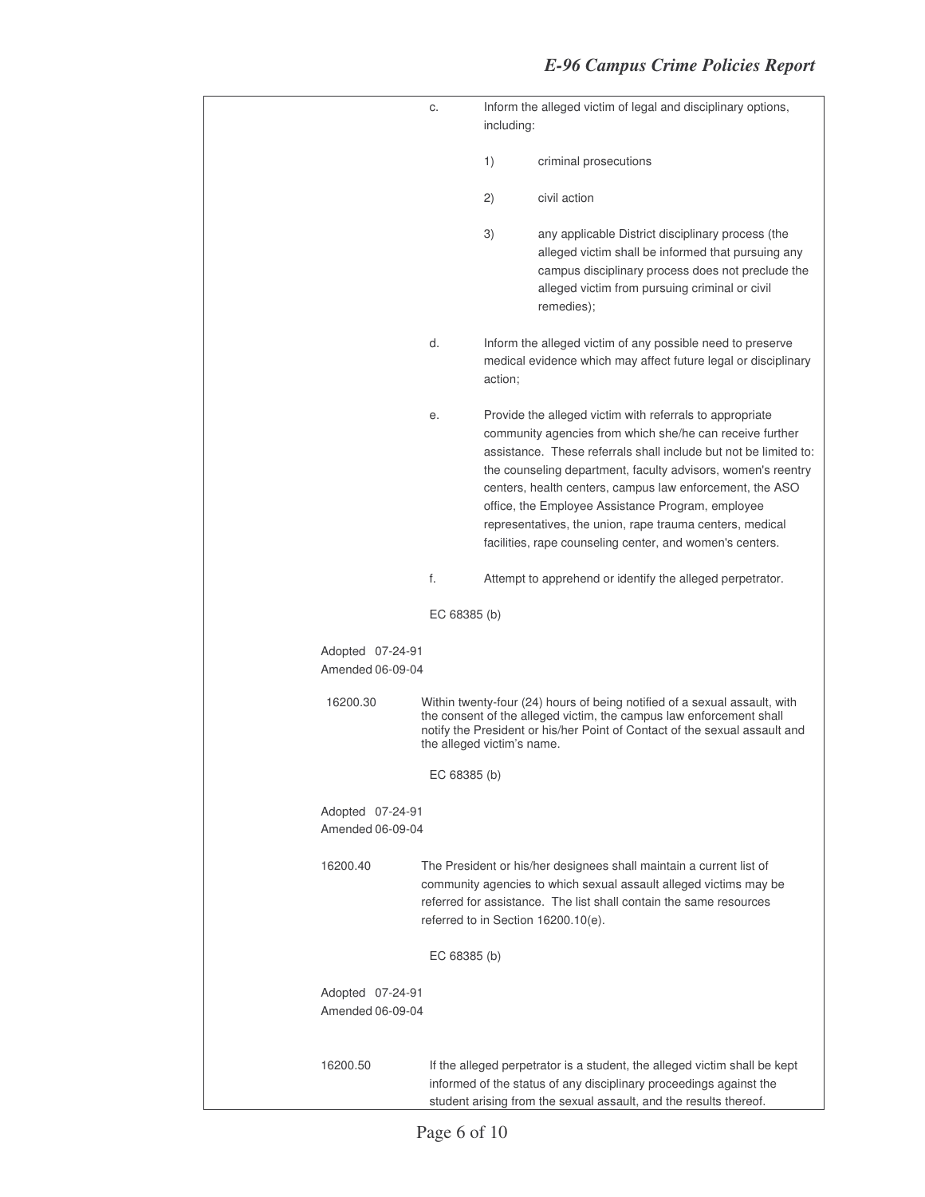c. Inform the alleged victim of legal and disciplinary options, including:

   1) criminal prosecutions

   2) civil action

   3) any applicable District disciplinary process (the alleged victim shall be informed that pursuing any campus disciplinary process does not preclude the alleged victim from pursuing criminal or civil remedies);

d. Inform the alleged victim of any possible need to preserve medical evidence which may affect future legal or disciplinary action;

e. Provide the alleged victim with referrals to appropriate community agencies from which she/he can receive further assistance. These referrals shall include but not be limited to: the counseling department, faculty advisors, women's reentry centers, health centers, campus law enforcement, the ASO office, the Employee Assistance Program, employee representatives, the union, rape trauma centers, medical facilities, rape counseling center, and women's centers.

f. Attempt to apprehend or identify the alleged perpetrator.

EC 68385 (b)

Adopted 07-24-91
Amended 06-09-04

**16200.30** Within twenty-four (24) hours of being notified of a sexual assault, with the consent of the alleged victim, the campus law enforcement shall notify the President or his/her Point of Contact of the sexual assault and the alleged victim's name.

EC 68385 (b)

Adopted 07-24-91
Amended 06-09-04

**16200.40** The President or his/her designees shall maintain a current list of community agencies to which sexual assault alleged victims may be referred for assistance. The list shall contain the same resources referred to in Section 16200.10(e).

EC 68385 (b)

Adopted 07-24-91
Amended 06-09-04

**16200.50** If the alleged perpetrator is a student, the alleged victim shall be kept informed of the status of any disciplinary proceedings against the student arising from the sexual assault, and the results thereof.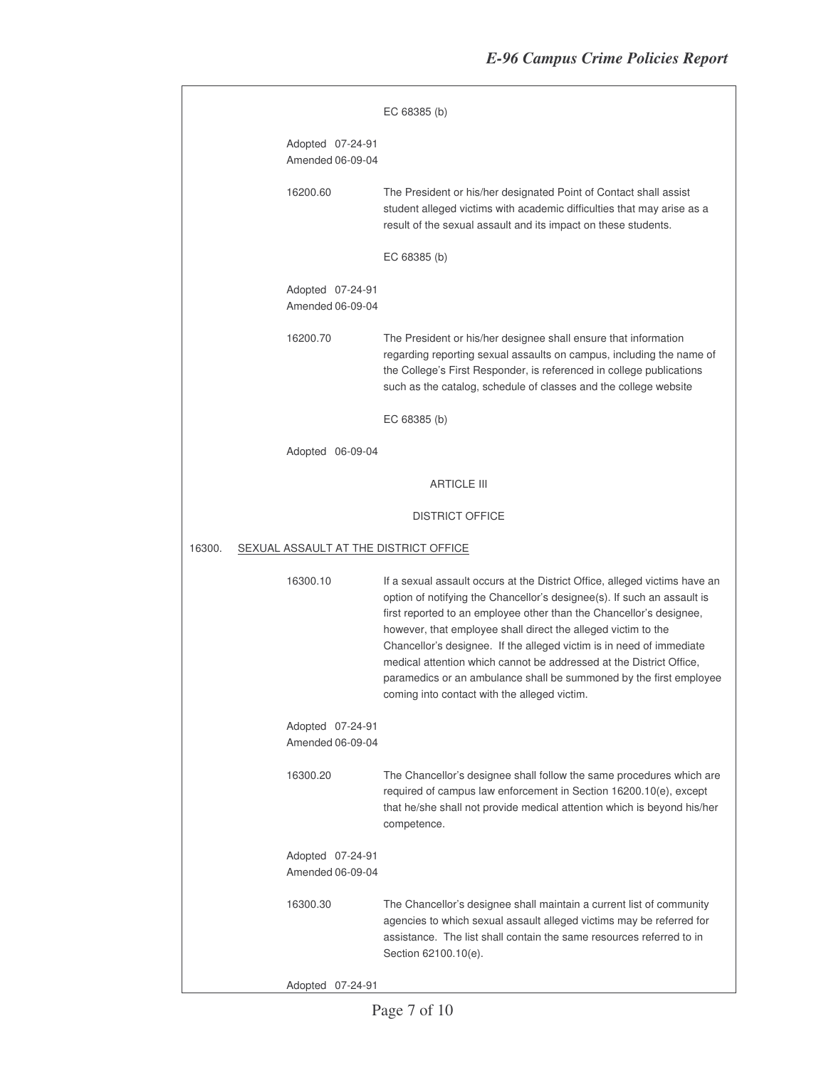EC 68385 (b)

Adopted 07-24-91
Amended 06-09-04

16200.60 The President or his/her designated Point of Contact shall assist student alleged victims with academic difficulties that may arise as a result of the sexual assault and its impact on these students.

EC 68385 (b)

Adopted 07-24-91
Amended 06-09-04

16200.70 The President or his/her designee shall ensure that information regarding reporting sexual assaults on campus, including the name of the College's First Responder, is referenced in college publications such as the catalog, schedule of classes and the college website

EC 68385 (b)

Adopted 06-09-04

## ARTICLE III

## DISTRICT OFFICE

16300. <u>SEXUAL ASSAULT AT THE DISTRICT OFFICE</u>

16300.10 If a sexual assault occurs at the District Office, alleged victims have an option of notifying the Chancellor's designee(s). If such an assault is first reported to an employee other than the Chancellor's designee, however, that employee shall direct the alleged victim to the Chancellor's designee. If the alleged victim is in need of immediate medical attention which cannot be addressed at the District Office, paramedics or an ambulance shall be summoned by the first employee coming into contact with the alleged victim.

Adopted 07-24-91
Amended 06-09-04

16300.20 The Chancellor's designee shall follow the same procedures which are required of campus law enforcement in Section 16200.10(e), except that he/she shall not provide medical attention which is beyond his/her competence.

Adopted 07-24-91
Amended 06-09-04

16300.30 The Chancellor's designee shall maintain a current list of community agencies to which sexual assault alleged victims may be referred for assistance. The list shall contain the same resources referred to in Section 62100.10(e).

Adopted 07-24-91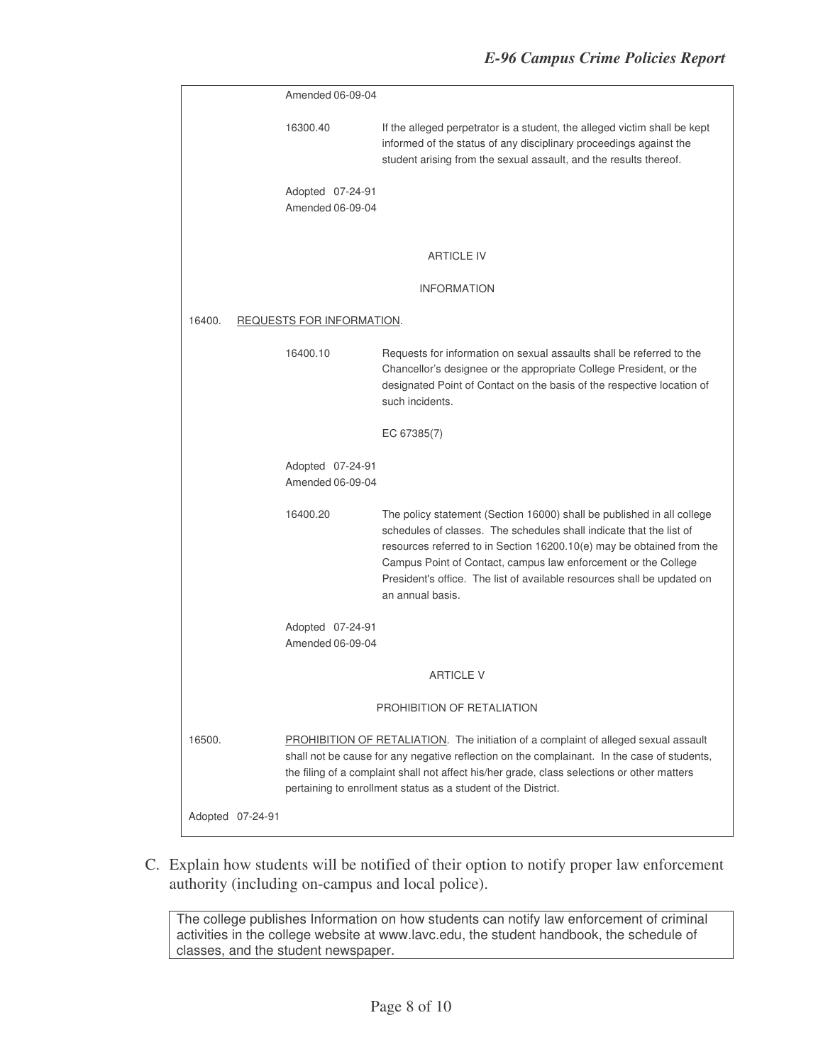Amended 06-09-04

16300.40 If the alleged perpetrator is a student, the alleged victim shall be kept informed of the status of any disciplinary proceedings against the student arising from the sexual assault, and the results thereof.

Adopted 07-24-91
Amended 06-09-04

ARTICLE IV

INFORMATION

16400. REQUESTS FOR INFORMATION.

16400.10 Requests for information on sexual assaults shall be referred to the Chancellor's designee or the appropriate College President, or the designated Point of Contact on the basis of the respective location of such incidents.

EC 67385(7)

Adopted 07-24-91
Amended 06-09-04

16400.20 The policy statement (Section 16000) shall be published in all college schedules of classes. The schedules shall indicate that the list of resources referred to in Section 16200.10(e) may be obtained from the Campus Point of Contact, campus law enforcement or the College President's office. The list of available resources shall be updated on an annual basis.

Adopted 07-24-91
Amended 06-09-04

ARTICLE V

PROHIBITION OF RETALIATION

16500. PROHIBITION OF RETALIATION. The initiation of a complaint of alleged sexual assault shall not be cause for any negative reflection on the complainant. In the case of students, the filing of a complaint shall not affect his/her grade, class selections or other matters pertaining to enrollment status as a student of the District.

Adopted 07-24-91

C. Explain how students will be notified of their option to notify proper law enforcement authority (including on-campus and local police).

The college publishes Information on how students can notify law enforcement of criminal activities in the college website at www.lavc.edu, the student handbook, the schedule of classes, and the student newspaper.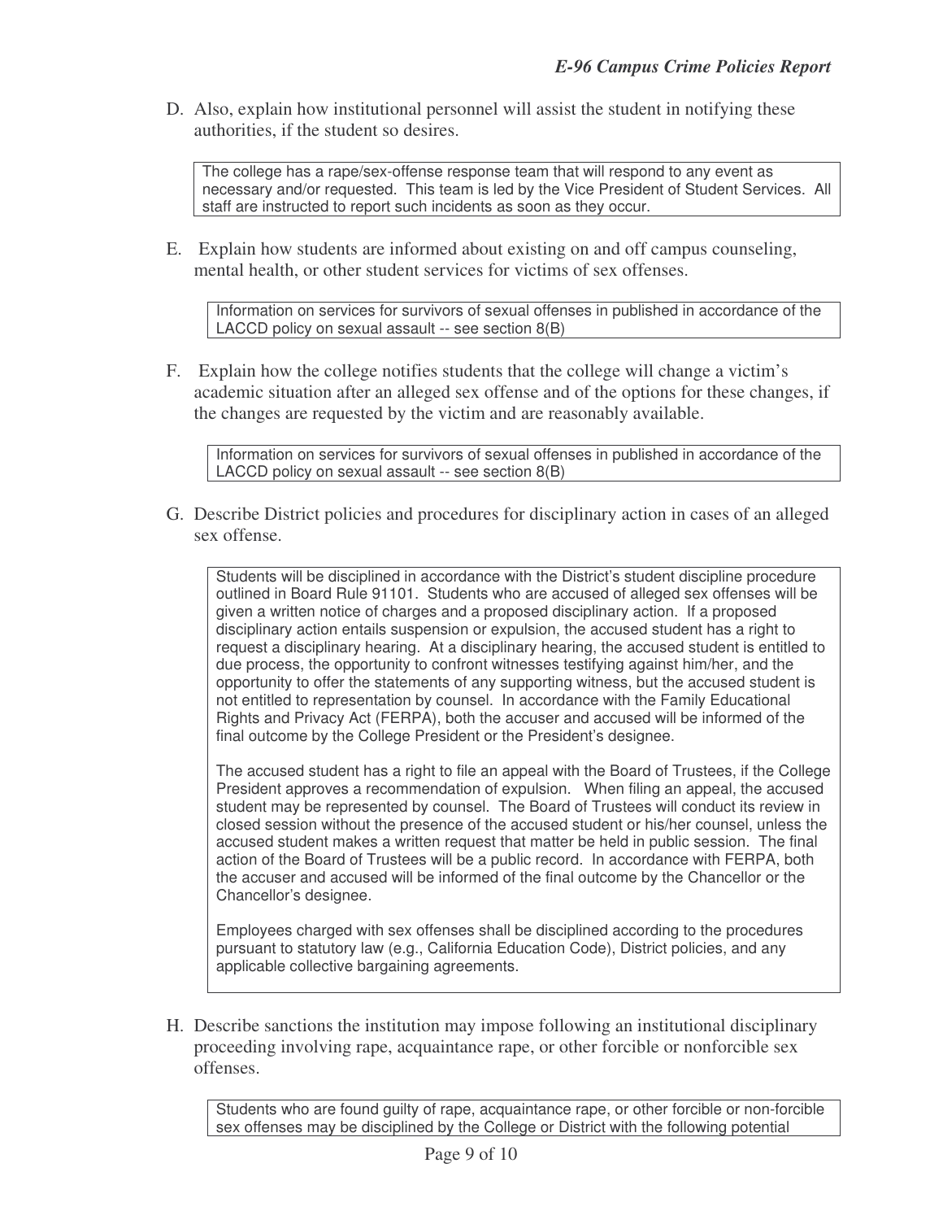D. Also, explain how institutional personnel will assist the student in notifying these authorities, if the student so desires.

> The college has a rape/sex-offense response team that will respond to any event as necessary and/or requested. This team is led by the Vice President of Student Services. All staff are instructed to report such incidents as soon as they occur.

E. Explain how students are informed about existing on and off campus counseling, mental health, or other student services for victims of sex offenses.

> Information on services for survivors of sexual offenses in published in accordance of the LACCD policy on sexual assault -- see section 8(B)

F. Explain how the college notifies students that the college will change a victim's academic situation after an alleged sex offense and of the options for these changes, if the changes are requested by the victim and are reasonably available.

> Information on services for survivors of sexual offenses in published in accordance of the LACCD policy on sexual assault -- see section 8(B)

G. Describe District policies and procedures for disciplinary action in cases of an alleged sex offense.

> Students will be disciplined in accordance with the District's student discipline procedure outlined in Board Rule 91101. Students who are accused of alleged sex offenses will be given a written notice of charges and a proposed disciplinary action. If a proposed disciplinary action entails suspension or expulsion, the accused student has a right to request a disciplinary hearing. At a disciplinary hearing, the accused student is entitled to due process, the opportunity to confront witnesses testifying against him/her, and the opportunity to offer the statements of any supporting witness, but the accused student is not entitled to representation by counsel. In accordance with the Family Educational Rights and Privacy Act (FERPA), both the accuser and accused will be informed of the final outcome by the College President or the President's designee.
>
> The accused student has a right to file an appeal with the Board of Trustees, if the College President approves a recommendation of expulsion. When filing an appeal, the accused student may be represented by counsel. The Board of Trustees will conduct its review in closed session without the presence of the accused student or his/her counsel, unless the accused student makes a written request that matter be held in public session. The final action of the Board of Trustees will be a public record. In accordance with FERPA, both the accuser and accused will be informed of the final outcome by the Chancellor or the Chancellor's designee.
>
> Employees charged with sex offenses shall be disciplined according to the procedures pursuant to statutory law (e.g., California Education Code), District policies, and any applicable collective bargaining agreements.

H. Describe sanctions the institution may impose following an institutional disciplinary proceeding involving rape, acquaintance rape, or other forcible or nonforcible sex offenses.

> Students who are found guilty of rape, acquaintance rape, or other forcible or non-forcible sex offenses may be disciplined by the College or District with the following potential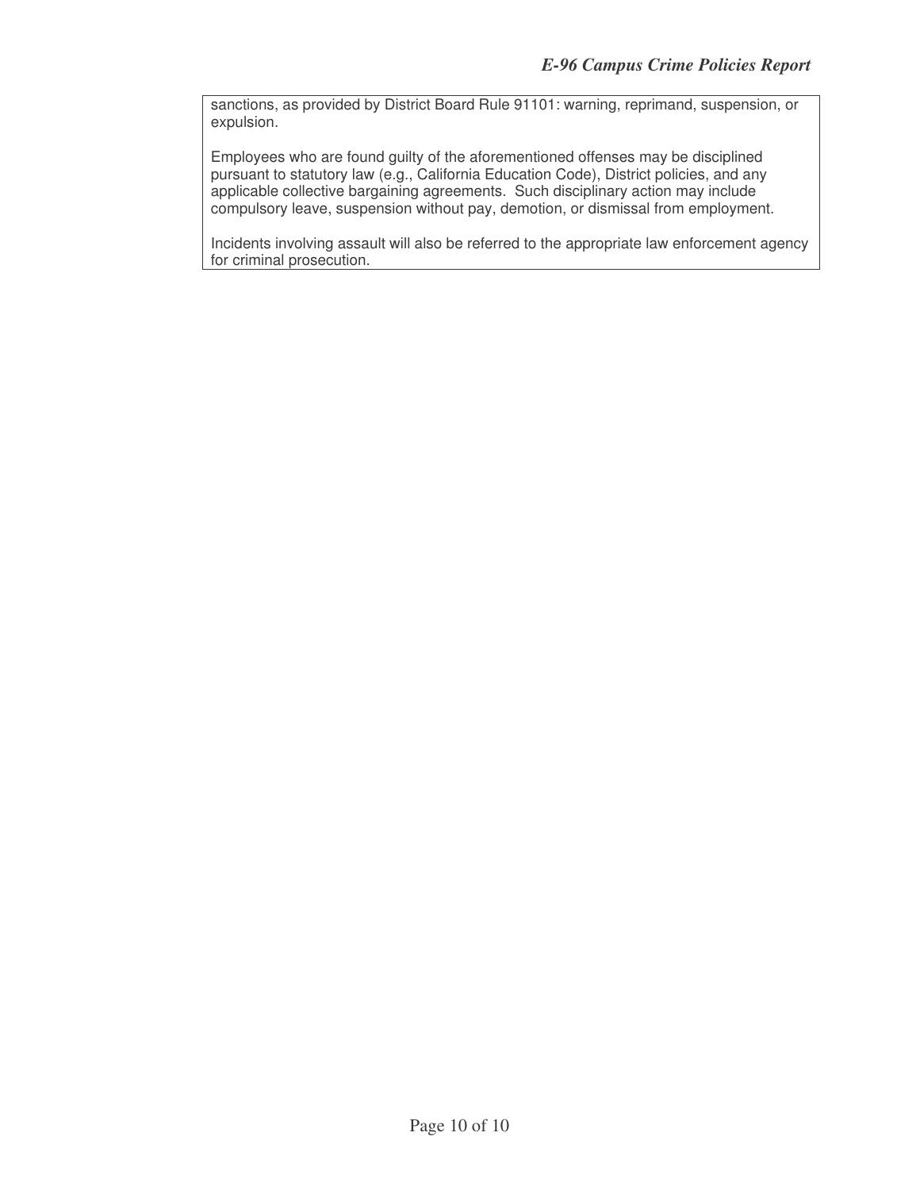sanctions, as provided by District Board Rule 91101: warning, reprimand, suspension, or expulsion.

Employees who are found guilty of the aforementioned offenses may be disciplined pursuant to statutory law (e.g., California Education Code), District policies, and any applicable collective bargaining agreements. Such disciplinary action may include compulsory leave, suspension without pay, demotion, or dismissal from employment.

Incidents involving assault will also be referred to the appropriate law enforcement agency for criminal prosecution.